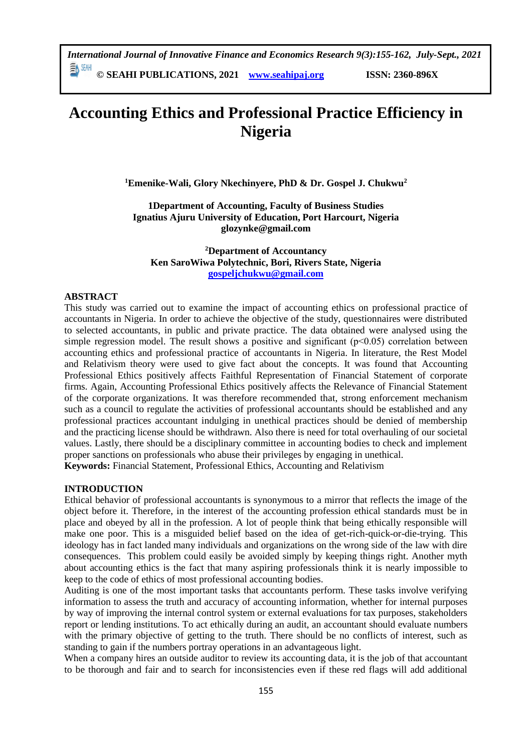# Accounting Ethics and Professional Practice Efficiency in Nigeria

**[1]Emenike-Wali, Glory Nkechinyere, PhD & Dr. Gospel J. Chukwu[2]**

**1Department of Accounting, Faculty of Business Studies**
**Ignatius Ajuru University of Education, Port Harcourt, Nigeria**
**glozynke@gmail.com**

**[2]Department of Accountancy**
**Ken SaroWiwa Polytechnic, Bori, Rivers State, Nigeria**
**gospeljchukwu@gmail.com**

## ABSTRACT

This study was carried out to examine the impact of accounting ethics on professional practice of accountants in Nigeria. In order to achieve the objective of the study, questionnaires were distributed to selected accountants, in public and private practice. The data obtained were analysed using the simple regression model. The result shows a positive and significant ($p<0.05$) correlation between accounting ethics and professional practice of accountants in Nigeria. In literature, the Rest Model and Relativism theory were used to give fact about the concepts. It was found that Accounting Professional Ethics positively affects Faithful Representation of Financial Statement of corporate firms. Again, Accounting Professional Ethics positively affects the Relevance of Financial Statement of the corporate organizations. It was therefore recommended that, strong enforcement mechanism such as a council to regulate the activities of professional accountants should be established and any professional practices accountant indulging in unethical practices should be denied of membership and the practicing license should be withdrawn. Also there is need for total overhauling of our societal values. Lastly, there should be a disciplinary committee in accounting bodies to check and implement proper sanctions on professionals who abuse their privileges by engaging in unethical.

**Keywords:** Financial Statement, Professional Ethics, Accounting and Relativism

## INTRODUCTION

Ethical behavior of professional accountants is synonymous to a mirror that reflects the image of the object before it. Therefore, in the interest of the accounting profession ethical standards must be in place and obeyed by all in the profession. A lot of people think that being ethically responsible will make one poor. This is a misguided belief based on the idea of get-rich-quick-or-die-trying. This ideology has in fact landed many individuals and organizations on the wrong side of the law with dire consequences. This problem could easily be avoided simply by keeping things right. Another myth about accounting ethics is the fact that many aspiring professionals think it is nearly impossible to keep to the code of ethics of most professional accounting bodies.

Auditing is one of the most important tasks that accountants perform. These tasks involve verifying information to assess the truth and accuracy of accounting information, whether for internal purposes by way of improving the internal control system or external evaluations for tax purposes, stakeholders report or lending institutions. To act ethically during an audit, an accountant should evaluate numbers with the primary objective of getting to the truth. There should be no conflicts of interest, such as standing to gain if the numbers portray operations in an advantageous light.

When a company hires an outside auditor to review its accounting data, it is the job of that accountant to be thorough and fair and to search for inconsistencies even if these red flags will add additional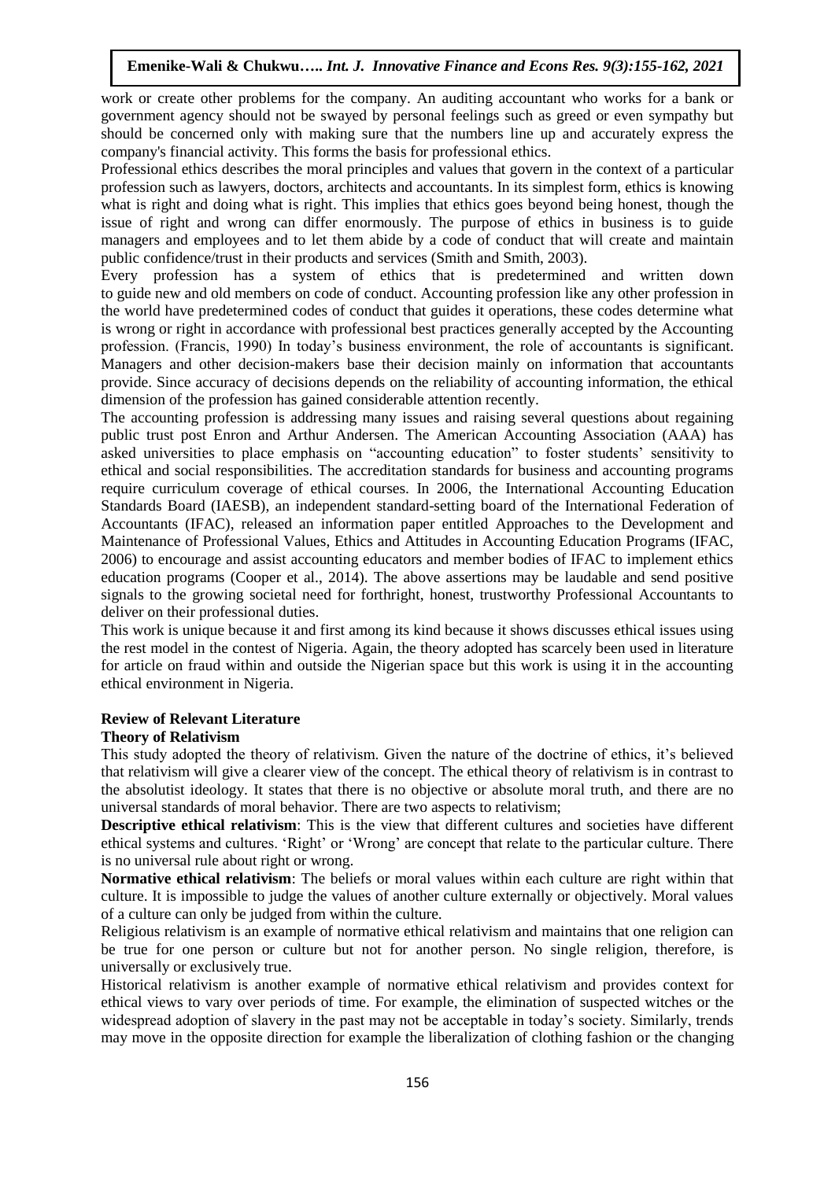work or create other problems for the company. An auditing accountant who works for a bank or government agency should not be swayed by personal feelings such as greed or even sympathy but should be concerned only with making sure that the numbers line up and accurately express the company's financial activity. This forms the basis for professional ethics.

Professional ethics describes the moral principles and values that govern in the context of a particular profession such as lawyers, doctors, architects and accountants. In its simplest form, ethics is knowing what is right and doing what is right. This implies that ethics goes beyond being honest, though the issue of right and wrong can differ enormously. The purpose of ethics in business is to guide managers and employees and to let them abide by a code of conduct that will create and maintain public confidence/trust in their products and services (Smith and Smith, 2003).

Every profession has a system of ethics that is predetermined and written down to guide new and old members on code of conduct. Accounting profession like any other profession in the world have predetermined codes of conduct that guides it operations, these codes determine what is wrong or right in accordance with professional best practices generally accepted by the Accounting profession. (Francis, 1990) In today's business environment, the role of accountants is significant. Managers and other decision-makers base their decision mainly on information that accountants provide. Since accuracy of decisions depends on the reliability of accounting information, the ethical dimension of the profession has gained considerable attention recently.

The accounting profession is addressing many issues and raising several questions about regaining public trust post Enron and Arthur Andersen. The American Accounting Association (AAA) has asked universities to place emphasis on "accounting education" to foster students' sensitivity to ethical and social responsibilities. The accreditation standards for business and accounting programs require curriculum coverage of ethical courses. In 2006, the International Accounting Education Standards Board (IAESB), an independent standard-setting board of the International Federation of Accountants (IFAC), released an information paper entitled Approaches to the Development and Maintenance of Professional Values, Ethics and Attitudes in Accounting Education Programs (IFAC, 2006) to encourage and assist accounting educators and member bodies of IFAC to implement ethics education programs (Cooper et al., 2014). The above assertions may be laudable and send positive signals to the growing societal need for forthright, honest, trustworthy Professional Accountants to deliver on their professional duties.

This work is unique because it and first among its kind because it shows discusses ethical issues using the rest model in the contest of Nigeria. Again, the theory adopted has scarcely been used in literature for article on fraud within and outside the Nigerian space but this work is using it in the accounting ethical environment in Nigeria.

## Review of Relevant Literature

### Theory of Relativism

This study adopted the theory of relativism. Given the nature of the doctrine of ethics, it's believed that relativism will give a clearer view of the concept. The ethical theory of relativism is in contrast to the absolutist ideology. It states that there is no objective or absolute moral truth, and there are no universal standards of moral behavior. There are two aspects to relativism;

**Descriptive ethical relativism**: This is the view that different cultures and societies have different ethical systems and cultures. 'Right' or 'Wrong' are concept that relate to the particular culture. There is no universal rule about right or wrong.

**Normative ethical relativism**: The beliefs or moral values within each culture are right within that culture. It is impossible to judge the values of another culture externally or objectively. Moral values of a culture can only be judged from within the culture.

Religious relativism is an example of normative ethical relativism and maintains that one religion can be true for one person or culture but not for another person. No single religion, therefore, is universally or exclusively true.

Historical relativism is another example of normative ethical relativism and provides context for ethical views to vary over periods of time. For example, the elimination of suspected witches or the widespread adoption of slavery in the past may not be acceptable in today's society. Similarly, trends may move in the opposite direction for example the liberalization of clothing fashion or the changing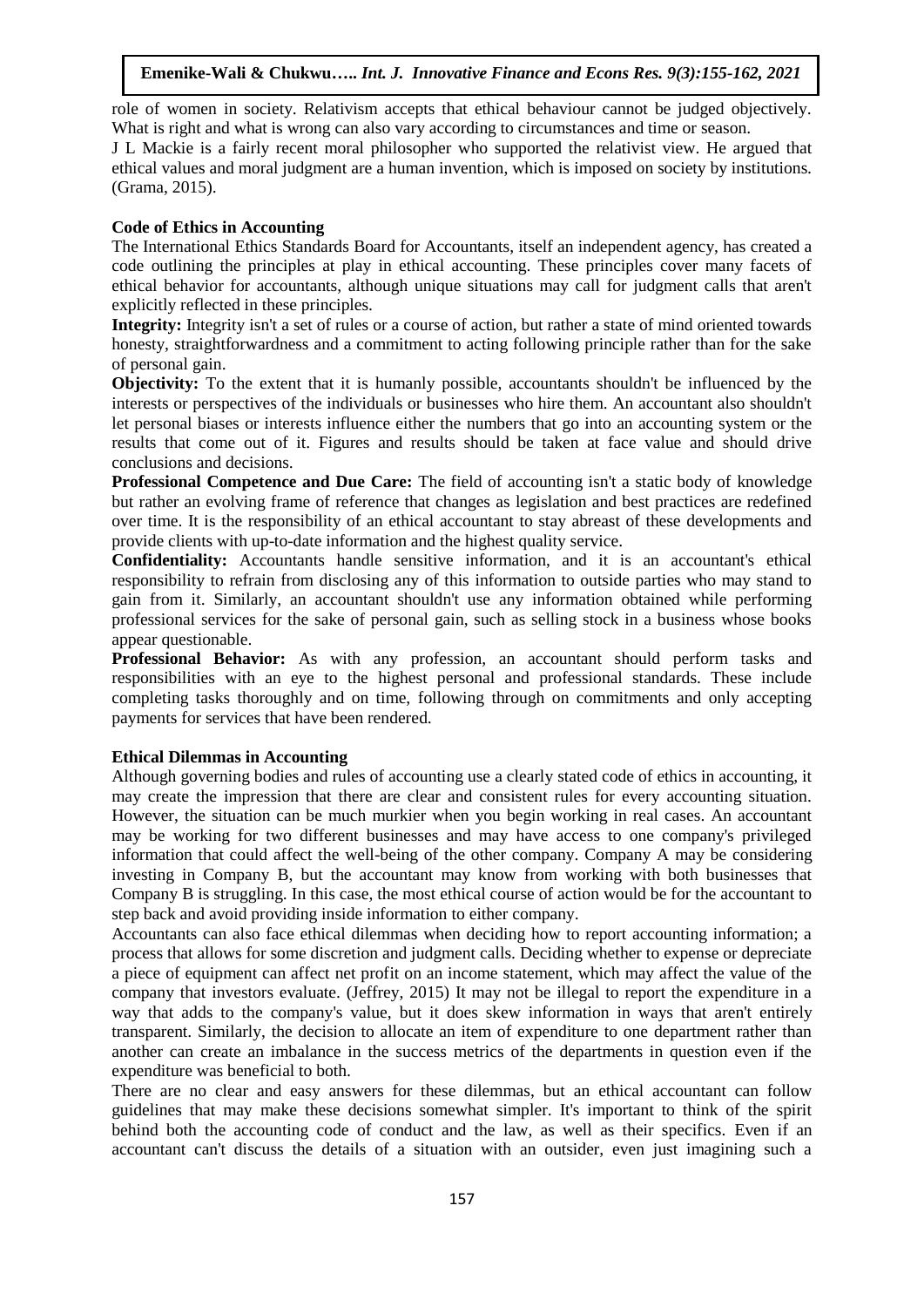role of women in society. Relativism accepts that ethical behaviour cannot be judged objectively. What is right and what is wrong can also vary according to circumstances and time or season.

J L Mackie is a fairly recent moral philosopher who supported the relativist view. He argued that ethical values and moral judgment are a human invention, which is imposed on society by institutions. (Grama, 2015).

### Code of Ethics in Accounting

The International Ethics Standards Board for Accountants, itself an independent agency, has created a code outlining the principles at play in ethical accounting. These principles cover many facets of ethical behavior for accountants, although unique situations may call for judgment calls that aren't explicitly reflected in these principles.

**Integrity:** Integrity isn't a set of rules or a course of action, but rather a state of mind oriented towards honesty, straightforwardness and a commitment to acting following principle rather than for the sake of personal gain.

**Objectivity:** To the extent that it is humanly possible, accountants shouldn't be influenced by the interests or perspectives of the individuals or businesses who hire them. An accountant also shouldn't let personal biases or interests influence either the numbers that go into an accounting system or the results that come out of it. Figures and results should be taken at face value and should drive conclusions and decisions.

**Professional Competence and Due Care:** The field of accounting isn't a static body of knowledge but rather an evolving frame of reference that changes as legislation and best practices are redefined over time. It is the responsibility of an ethical accountant to stay abreast of these developments and provide clients with up-to-date information and the highest quality service.

**Confidentiality:** Accountants handle sensitive information, and it is an accountant's ethical responsibility to refrain from disclosing any of this information to outside parties who may stand to gain from it. Similarly, an accountant shouldn't use any information obtained while performing professional services for the sake of personal gain, such as selling stock in a business whose books appear questionable.

**Professional Behavior:** As with any profession, an accountant should perform tasks and responsibilities with an eye to the highest personal and professional standards. These include completing tasks thoroughly and on time, following through on commitments and only accepting payments for services that have been rendered.

### Ethical Dilemmas in Accounting

Although governing bodies and rules of accounting use a clearly stated code of ethics in accounting, it may create the impression that there are clear and consistent rules for every accounting situation. However, the situation can be much murkier when you begin working in real cases. An accountant may be working for two different businesses and may have access to one company's privileged information that could affect the well-being of the other company. Company A may be considering investing in Company B, but the accountant may know from working with both businesses that Company B is struggling. In this case, the most ethical course of action would be for the accountant to step back and avoid providing inside information to either company.

Accountants can also face ethical dilemmas when deciding how to report accounting information; a process that allows for some discretion and judgment calls. Deciding whether to expense or depreciate a piece of equipment can affect net profit on an income statement, which may affect the value of the company that investors evaluate. (Jeffrey, 2015) It may not be illegal to report the expenditure in a way that adds to the company's value, but it does skew information in ways that aren't entirely transparent. Similarly, the decision to allocate an item of expenditure to one department rather than another can create an imbalance in the success metrics of the departments in question even if the expenditure was beneficial to both.

There are no clear and easy answers for these dilemmas, but an ethical accountant can follow guidelines that may make these decisions somewhat simpler. It's important to think of the spirit behind both the accounting code of conduct and the law, as well as their specifics. Even if an accountant can't discuss the details of a situation with an outsider, even just imagining such a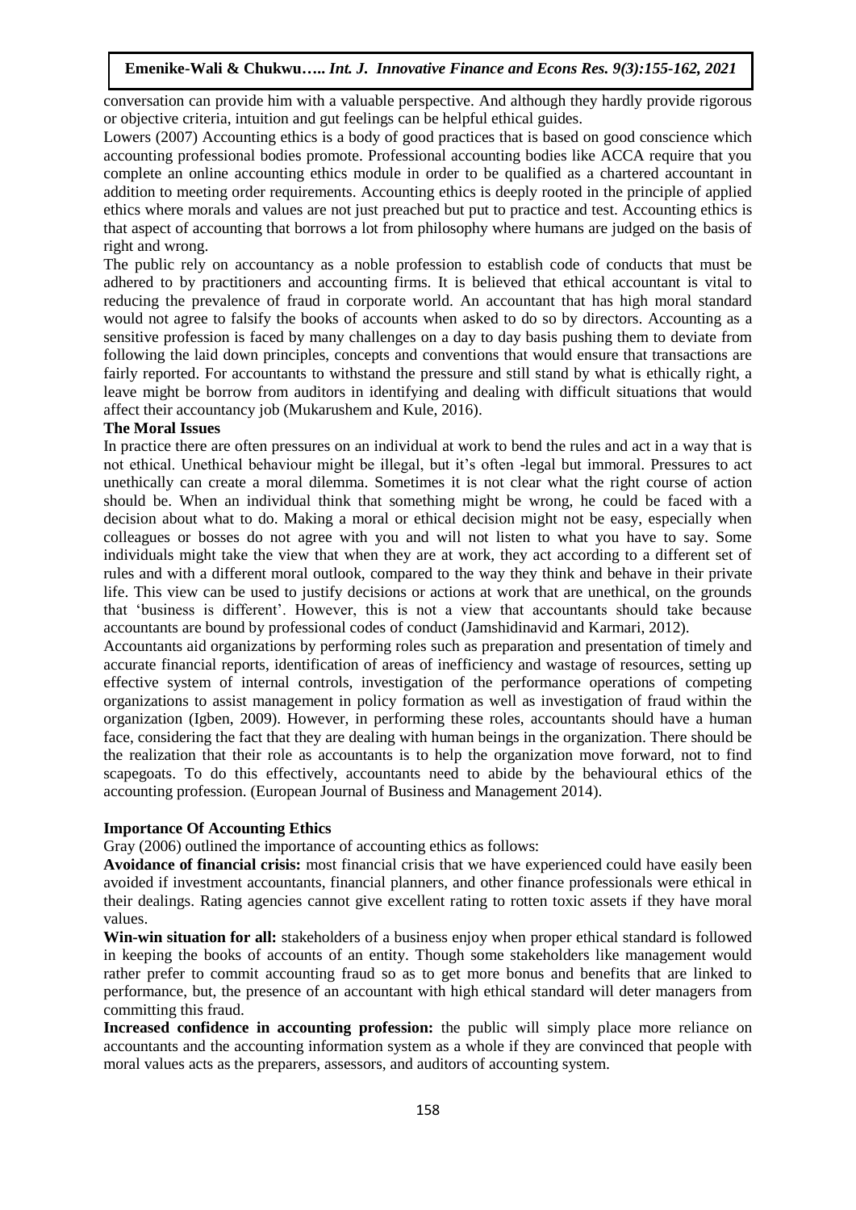conversation can provide him with a valuable perspective. And although they hardly provide rigorous or objective criteria, intuition and gut feelings can be helpful ethical guides.

Lowers (2007) Accounting ethics is a body of good practices that is based on good conscience which accounting professional bodies promote. Professional accounting bodies like ACCA require that you complete an online accounting ethics module in order to be qualified as a chartered accountant in addition to meeting order requirements. Accounting ethics is deeply rooted in the principle of applied ethics where morals and values are not just preached but put to practice and test. Accounting ethics is that aspect of accounting that borrows a lot from philosophy where humans are judged on the basis of right and wrong.

The public rely on accountancy as a noble profession to establish code of conducts that must be adhered to by practitioners and accounting firms. It is believed that ethical accountant is vital to reducing the prevalence of fraud in corporate world. An accountant that has high moral standard would not agree to falsify the books of accounts when asked to do so by directors. Accounting as a sensitive profession is faced by many challenges on a day to day basis pushing them to deviate from following the laid down principles, concepts and conventions that would ensure that transactions are fairly reported. For accountants to withstand the pressure and still stand by what is ethically right, a leave might be borrow from auditors in identifying and dealing with difficult situations that would affect their accountancy job (Mukarushem and Kule, 2016).

**The Moral Issues**

In practice there are often pressures on an individual at work to bend the rules and act in a way that is not ethical. Unethical behaviour might be illegal, but it's often -legal but immoral. Pressures to act unethically can create a moral dilemma. Sometimes it is not clear what the right course of action should be. When an individual think that something might be wrong, he could be faced with a decision about what to do. Making a moral or ethical decision might not be easy, especially when colleagues or bosses do not agree with you and will not listen to what you have to say. Some individuals might take the view that when they are at work, they act according to a different set of rules and with a different moral outlook, compared to the way they think and behave in their private life. This view can be used to justify decisions or actions at work that are unethical, on the grounds that 'business is different'. However, this is not a view that accountants should take because accountants are bound by professional codes of conduct (Jamshidinavid and Karmari, 2012).

Accountants aid organizations by performing roles such as preparation and presentation of timely and accurate financial reports, identification of areas of inefficiency and wastage of resources, setting up effective system of internal controls, investigation of the performance operations of competing organizations to assist management in policy formation as well as investigation of fraud within the organization (Igben, 2009). However, in performing these roles, accountants should have a human face, considering the fact that they are dealing with human beings in the organization. There should be the realization that their role as accountants is to help the organization move forward, not to find scapegoats. To do this effectively, accountants need to abide by the behavioural ethics of the accounting profession. (European Journal of Business and Management 2014).

**Importance Of Accounting Ethics**

Gray (2006) outlined the importance of accounting ethics as follows:

**Avoidance of financial crisis:** most financial crisis that we have experienced could have easily been avoided if investment accountants, financial planners, and other finance professionals were ethical in their dealings. Rating agencies cannot give excellent rating to rotten toxic assets if they have moral values.

**Win-win situation for all:** stakeholders of a business enjoy when proper ethical standard is followed in keeping the books of accounts of an entity. Though some stakeholders like management would rather prefer to commit accounting fraud so as to get more bonus and benefits that are linked to performance, but, the presence of an accountant with high ethical standard will deter managers from committing this fraud.

**Increased confidence in accounting profession:** the public will simply place more reliance on accountants and the accounting information system as a whole if they are convinced that people with moral values acts as the preparers, assessors, and auditors of accounting system.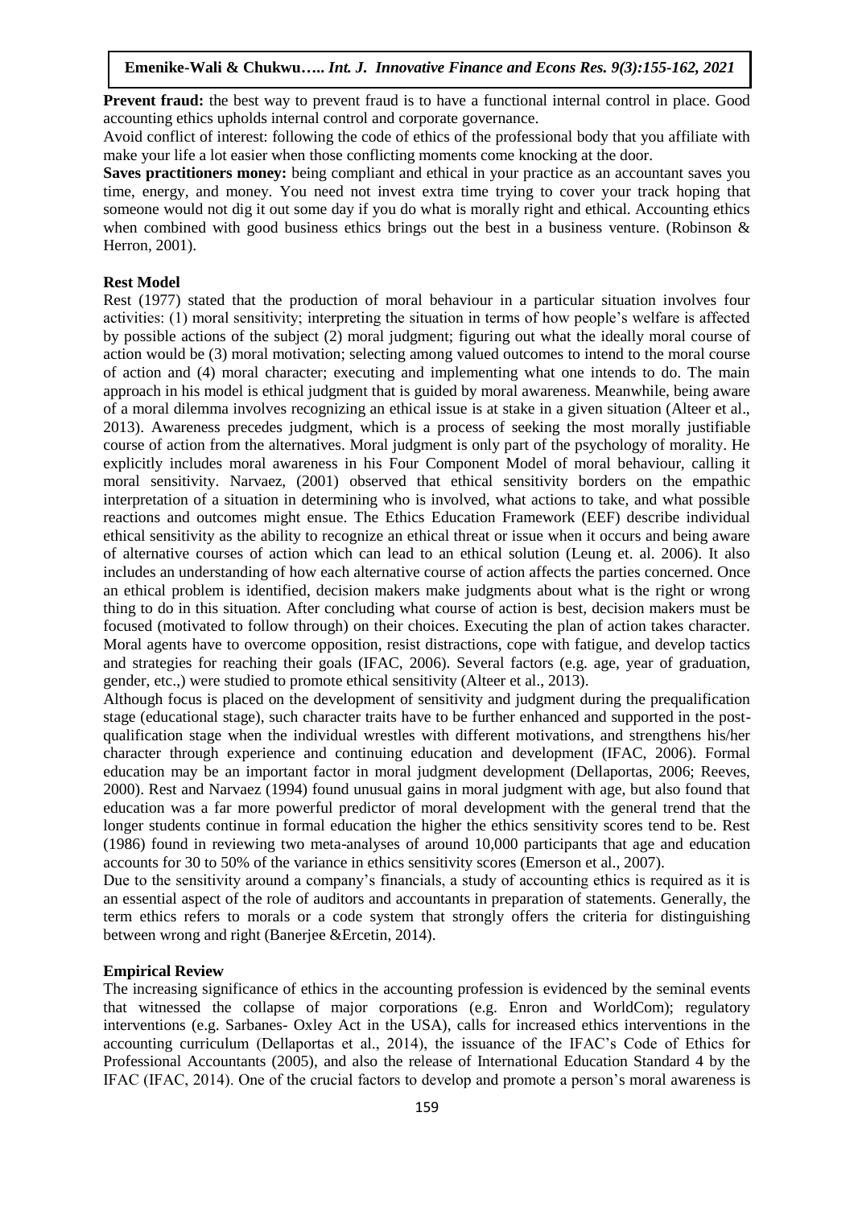**Prevent fraud:** the best way to prevent fraud is to have a functional internal control in place. Good accounting ethics upholds internal control and corporate governance.

Avoid conflict of interest: following the code of ethics of the professional body that you affiliate with make your life a lot easier when those conflicting moments come knocking at the door.

**Saves practitioners money:** being compliant and ethical in your practice as an accountant saves you time, energy, and money. You need not invest extra time trying to cover your track hoping that someone would not dig it out some day if you do what is morally right and ethical. Accounting ethics when combined with good business ethics brings out the best in a business venture. (Robinson & Herron, 2001).

**Rest Model**

Rest (1977) stated that the production of moral behaviour in a particular situation involves four activities: (1) moral sensitivity; interpreting the situation in terms of how people's welfare is affected by possible actions of the subject (2) moral judgment; figuring out what the ideally moral course of action would be (3) moral motivation; selecting among valued outcomes to intend to the moral course of action and (4) moral character; executing and implementing what one intends to do. The main approach in his model is ethical judgment that is guided by moral awareness. Meanwhile, being aware of a moral dilemma involves recognizing an ethical issue is at stake in a given situation (Alteer et al., 2013). Awareness precedes judgment, which is a process of seeking the most morally justifiable course of action from the alternatives. Moral judgment is only part of the psychology of morality. He explicitly includes moral awareness in his Four Component Model of moral behaviour, calling it moral sensitivity. Narvaez, (2001) observed that ethical sensitivity borders on the empathic interpretation of a situation in determining who is involved, what actions to take, and what possible reactions and outcomes might ensue. The Ethics Education Framework (EEF) describe individual ethical sensitivity as the ability to recognize an ethical threat or issue when it occurs and being aware of alternative courses of action which can lead to an ethical solution (Leung et. al. 2006). It also includes an understanding of how each alternative course of action affects the parties concerned. Once an ethical problem is identified, decision makers make judgments about what is the right or wrong thing to do in this situation. After concluding what course of action is best, decision makers must be focused (motivated to follow through) on their choices. Executing the plan of action takes character. Moral agents have to overcome opposition, resist distractions, cope with fatigue, and develop tactics and strategies for reaching their goals (IFAC, 2006). Several factors (e.g. age, year of graduation, gender, etc.,) were studied to promote ethical sensitivity (Alteer et al., 2013).

Although focus is placed on the development of sensitivity and judgment during the prequalification stage (educational stage), such character traits have to be further enhanced and supported in the post-qualification stage when the individual wrestles with different motivations, and strengthens his/her character through experience and continuing education and development (IFAC, 2006). Formal education may be an important factor in moral judgment development (Dellaportas, 2006; Reeves, 2000). Rest and Narvaez (1994) found unusual gains in moral judgment with age, but also found that education was a far more powerful predictor of moral development with the general trend that the longer students continue in formal education the higher the ethics sensitivity scores tend to be. Rest (1986) found in reviewing two meta-analyses of around 10,000 participants that age and education accounts for 30 to 50% of the variance in ethics sensitivity scores (Emerson et al., 2007).

Due to the sensitivity around a company's financials, a study of accounting ethics is required as it is an essential aspect of the role of auditors and accountants in preparation of statements. Generally, the term ethics refers to morals or a code system that strongly offers the criteria for distinguishing between wrong and right (Banerjee &Ercetin, 2014).

**Empirical Review**

The increasing significance of ethics in the accounting profession is evidenced by the seminal events that witnessed the collapse of major corporations (e.g. Enron and WorldCom); regulatory interventions (e.g. Sarbanes- Oxley Act in the USA), calls for increased ethics interventions in the accounting curriculum (Dellaportas et al., 2014), the issuance of the IFAC's Code of Ethics for Professional Accountants (2005), and also the release of International Education Standard 4 by the IFAC (IFAC, 2014). One of the crucial factors to develop and promote a person's moral awareness is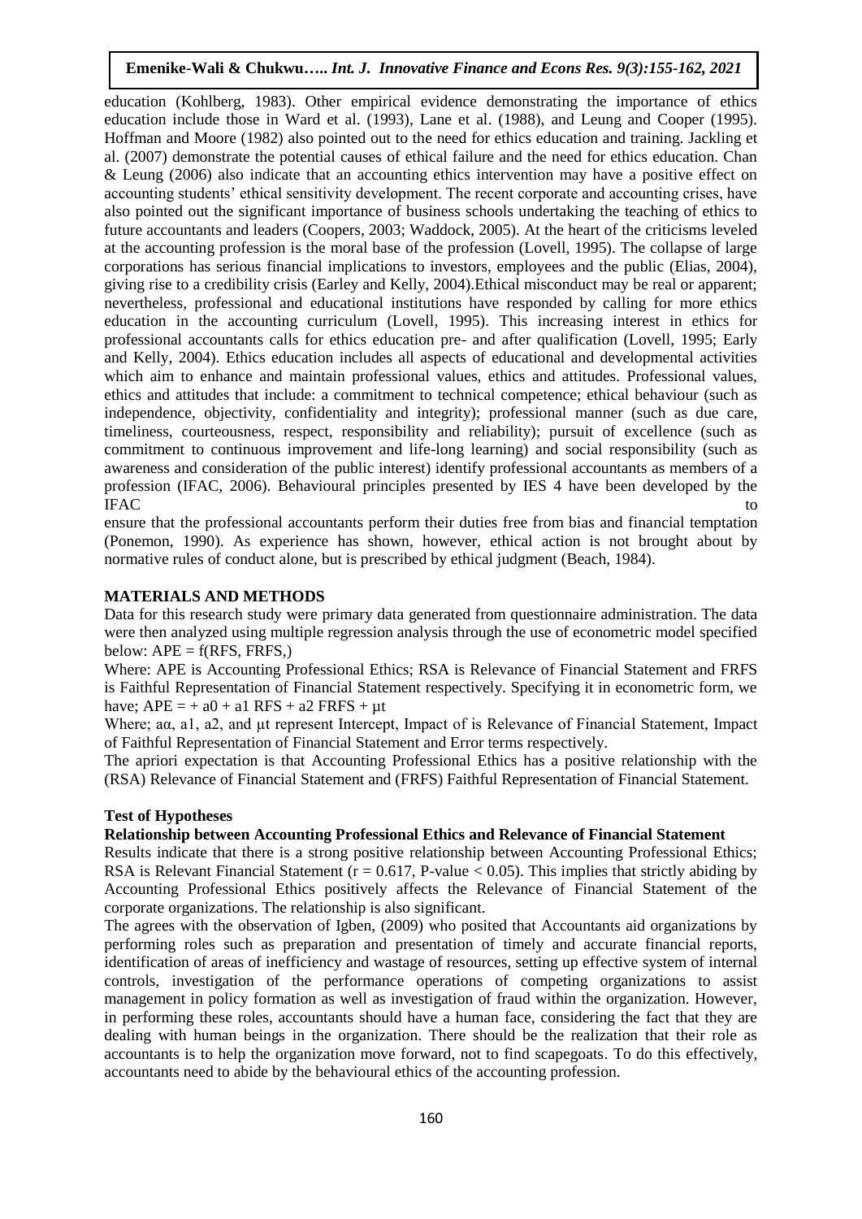education (Kohlberg, 1983). Other empirical evidence demonstrating the importance of ethics education include those in Ward et al. (1993), Lane et al. (1988), and Leung and Cooper (1995). Hoffman and Moore (1982) also pointed out to the need for ethics education and training. Jackling et al. (2007) demonstrate the potential causes of ethical failure and the need for ethics education. Chan & Leung (2006) also indicate that an accounting ethics intervention may have a positive effect on accounting students' ethical sensitivity development. The recent corporate and accounting crises, have also pointed out the significant importance of business schools undertaking the teaching of ethics to future accountants and leaders (Coopers, 2003; Waddock, 2005). At the heart of the criticisms leveled at the accounting profession is the moral base of the profession (Lovell, 1995). The collapse of large corporations has serious financial implications to investors, employees and the public (Elias, 2004), giving rise to a credibility crisis (Earley and Kelly, 2004).Ethical misconduct may be real or apparent; nevertheless, professional and educational institutions have responded by calling for more ethics education in the accounting curriculum (Lovell, 1995). This increasing interest in ethics for professional accountants calls for ethics education pre- and after qualification (Lovell, 1995; Early and Kelly, 2004). Ethics education includes all aspects of educational and developmental activities which aim to enhance and maintain professional values, ethics and attitudes. Professional values, ethics and attitudes that include: a commitment to technical competence; ethical behaviour (such as independence, objectivity, confidentiality and integrity); professional manner (such as due care, timeliness, courteousness, respect, responsibility and reliability); pursuit of excellence (such as commitment to continuous improvement and life-long learning) and social responsibility (such as awareness and consideration of the public interest) identify professional accountants as members of a profession (IFAC, 2006). Behavioural principles presented by IES 4 have been developed by the IFAC to ensure that the professional accountants perform their duties free from bias and financial temptation (Ponemon, 1990). As experience has shown, however, ethical action is not brought about by normative rules of conduct alone, but is prescribed by ethical judgment (Beach, 1984).

## MATERIALS AND METHODS

Data for this research study were primary data generated from questionnaire administration. The data were then analyzed using multiple regression analysis through the use of econometric model specified below: APE = f(RFS, FRFS,)

Where: APE is Accounting Professional Ethics; RSA is Relevance of Financial Statement and FRFS is Faithful Representation of Financial Statement respectively. Specifying it in econometric form, we have; $APE = + a0 + a1\ RFS + a2\ FRFS + \mu t$

Where; aα, a1, a2, and μt represent Intercept, Impact of is Relevance of Financial Statement, Impact of Faithful Representation of Financial Statement and Error terms respectively.

The apriori expectation is that Accounting Professional Ethics has a positive relationship with the (RSA) Relevance of Financial Statement and (FRFS) Faithful Representation of Financial Statement.

### Test of Hypotheses

#### Relationship between Accounting Professional Ethics and Relevance of Financial Statement

Results indicate that there is a strong positive relationship between Accounting Professional Ethics; RSA is Relevant Financial Statement ($r = 0.617$, P-value $< 0.05$). This implies that strictly abiding by Accounting Professional Ethics positively affects the Relevance of Financial Statement of the corporate organizations. The relationship is also significant.

The agrees with the observation of Igben, (2009) who posited that Accountants aid organizations by performing roles such as preparation and presentation of timely and accurate financial reports, identification of areas of inefficiency and wastage of resources, setting up effective system of internal controls, investigation of the performance operations of competing organizations to assist management in policy formation as well as investigation of fraud within the organization. However, in performing these roles, accountants should have a human face, considering the fact that they are dealing with human beings in the organization. There should be the realization that their role as accountants is to help the organization move forward, not to find scapegoats. To do this effectively, accountants need to abide by the behavioural ethics of the accounting profession.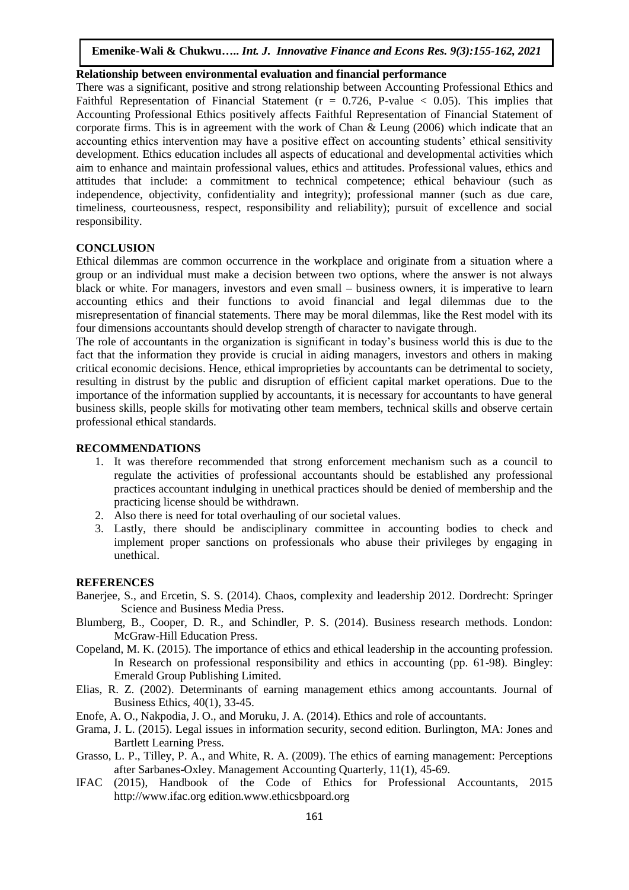**Relationship between environmental evaluation and financial performance**

There was a significant, positive and strong relationship between Accounting Professional Ethics and Faithful Representation of Financial Statement ($r = 0.726$, P-value $< 0.05$). This implies that Accounting Professional Ethics positively affects Faithful Representation of Financial Statement of corporate firms. This is in agreement with the work of Chan & Leung (2006) which indicate that an accounting ethics intervention may have a positive effect on accounting students' ethical sensitivity development. Ethics education includes all aspects of educational and developmental activities which aim to enhance and maintain professional values, ethics and attitudes. Professional values, ethics and attitudes that include: a commitment to technical competence; ethical behaviour (such as independence, objectivity, confidentiality and integrity); professional manner (such as due care, timeliness, courteousness, respect, responsibility and reliability); pursuit of excellence and social responsibility.

## CONCLUSION

Ethical dilemmas are common occurrence in the workplace and originate from a situation where a group or an individual must make a decision between two options, where the answer is not always black or white. For managers, investors and even small – business owners, it is imperative to learn accounting ethics and their functions to avoid financial and legal dilemmas due to the misrepresentation of financial statements. There may be moral dilemmas, like the Rest model with its four dimensions accountants should develop strength of character to navigate through.

The role of accountants in the organization is significant in today's business world this is due to the fact that the information they provide is crucial in aiding managers, investors and others in making critical economic decisions. Hence, ethical improprieties by accountants can be detrimental to society, resulting in distrust by the public and disruption of efficient capital market operations. Due to the importance of the information supplied by accountants, it is necessary for accountants to have general business skills, people skills for motivating other team members, technical skills and observe certain professional ethical standards.

## RECOMMENDATIONS

1. It was therefore recommended that strong enforcement mechanism such as a council to regulate the activities of professional accountants should be established any professional practices accountant indulging in unethical practices should be denied of membership and the practicing license should be withdrawn.
2. Also there is need for total overhauling of our societal values.
3. Lastly, there should be andisciplinary committee in accounting bodies to check and implement proper sanctions on professionals who abuse their privileges by engaging in unethical.

## REFERENCES

Banerjee, S., and Ercetin, S. S. (2014). Chaos, complexity and leadership 2012. Dordrecht: Springer Science and Business Media Press.

Blumberg, B., Cooper, D. R., and Schindler, P. S. (2014). Business research methods. London: McGraw-Hill Education Press.

Copeland, M. K. (2015). The importance of ethics and ethical leadership in the accounting profession. In Research on professional responsibility and ethics in accounting (pp. 61-98). Bingley: Emerald Group Publishing Limited.

Elias, R. Z. (2002). Determinants of earning management ethics among accountants. Journal of Business Ethics, 40(1), 33-45.

Enofe, A. O., Nakpodia, J. O., and Moruku, J. A. (2014). Ethics and role of accountants.

Grama, J. L. (2015). Legal issues in information security, second edition. Burlington, MA: Jones and Bartlett Learning Press.

Grasso, L. P., Tilley, P. A., and White, R. A. (2009). The ethics of earning management: Perceptions after Sarbanes-Oxley. Management Accounting Quarterly, 11(1), 45-69.

IFAC (2015), Handbook of the Code of Ethics for Professional Accountants, 2015 http://www.ifac.org edition.www.ethicsbpoard.org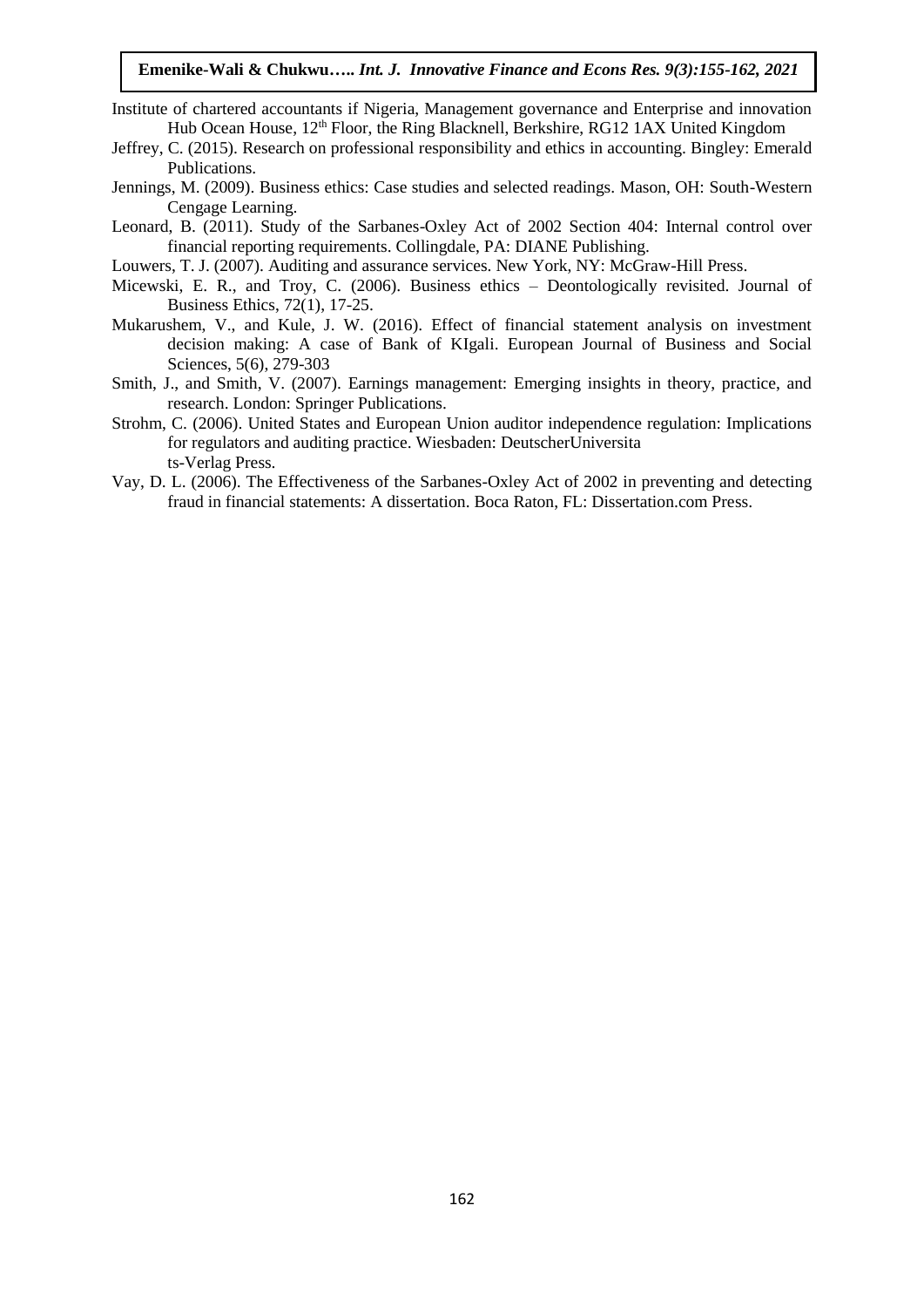Institute of chartered accountants if Nigeria, Management governance and Enterprise and innovation Hub Ocean House, 12th Floor, the Ring Blacknell, Berkshire, RG12 1AX United Kingdom

Jeffrey, C. (2015). Research on professional responsibility and ethics in accounting. Bingley: Emerald Publications.

Jennings, M. (2009). Business ethics: Case studies and selected readings. Mason, OH: South-Western Cengage Learning.

Leonard, B. (2011). Study of the Sarbanes-Oxley Act of 2002 Section 404: Internal control over financial reporting requirements. Collingdale, PA: DIANE Publishing.

Louwers, T. J. (2007). Auditing and assurance services. New York, NY: McGraw-Hill Press.

Micewski, E. R., and Troy, C. (2006). Business ethics – Deontologically revisited. Journal of Business Ethics, 72(1), 17-25.

Mukarushem, V., and Kule, J. W. (2016). Effect of financial statement analysis on investment decision making: A case of Bank of KIgali. European Journal of Business and Social Sciences, 5(6), 279-303

Smith, J., and Smith, V. (2007). Earnings management: Emerging insights in theory, practice, and research. London: Springer Publications.

Strohm, C. (2006). United States and European Union auditor independence regulation: Implications for regulators and auditing practice. Wiesbaden: DeutscherUniversita ts-Verlag Press.

Vay, D. L. (2006). The Effectiveness of the Sarbanes-Oxley Act of 2002 in preventing and detecting fraud in financial statements: A dissertation. Boca Raton, FL: Dissertation.com Press.